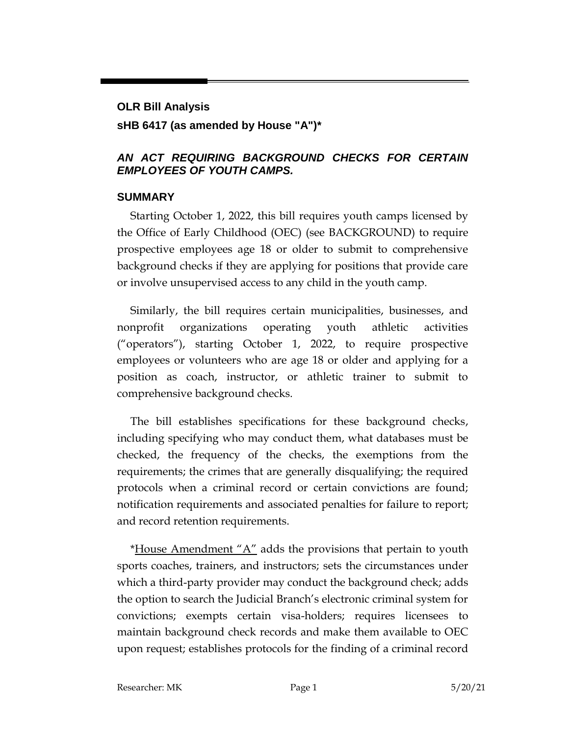**OLR Bill Analysis**

**sHB 6417 (as amended by House "A")***

***AN ACT REQUIRING BACKGROUND CHECKS FOR CERTAIN EMPLOYEES OF YOUTH CAMPS.***

## SUMMARY

Starting October 1, 2022, this bill requires youth camps licensed by the Office of Early Childhood (OEC) (see BACKGROUND) to require prospective employees age 18 or older to submit to comprehensive background checks if they are applying for positions that provide care or involve unsupervised access to any child in the youth camp.

Similarly, the bill requires certain municipalities, businesses, and nonprofit organizations operating youth athletic activities ("operators"), starting October 1, 2022, to require prospective employees or volunteers who are age 18 or older and applying for a position as coach, instructor, or athletic trainer to submit to comprehensive background checks.

The bill establishes specifications for these background checks, including specifying who may conduct them, what databases must be checked, the frequency of the checks, the exemptions from the requirements; the crimes that are generally disqualifying; the required protocols when a criminal record or certain convictions are found; notification requirements and associated penalties for failure to report; and record retention requirements.

*House Amendment "A" adds the provisions that pertain to youth sports coaches, trainers, and instructors; sets the circumstances under which a third-party provider may conduct the background check; adds the option to search the Judicial Branch's electronic criminal system for convictions; exempts certain visa-holders; requires licensees to maintain background check records and make them available to OEC upon request; establishes protocols for the finding of a criminal record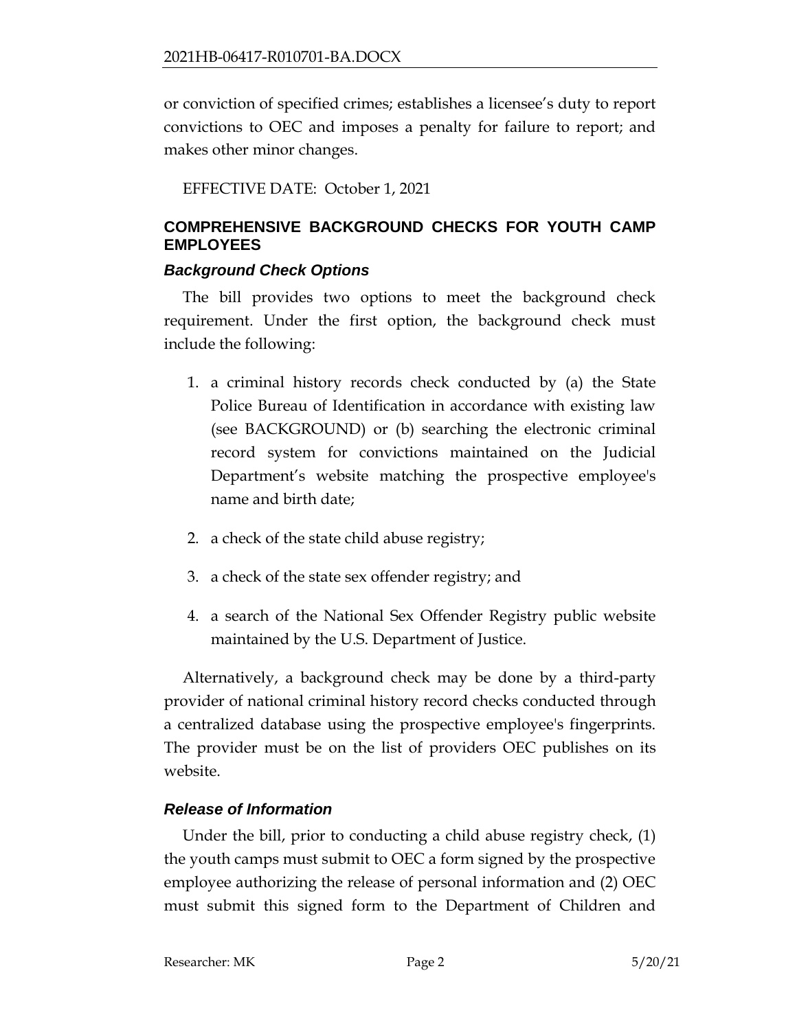or conviction of specified crimes; establishes a licensee's duty to report convictions to OEC and imposes a penalty for failure to report; and makes other minor changes.

EFFECTIVE DATE: October 1, 2021

## COMPREHENSIVE BACKGROUND CHECKS FOR YOUTH CAMP EMPLOYEES

### *Background Check Options*

The bill provides two options to meet the background check requirement. Under the first option, the background check must include the following:

1. a criminal history records check conducted by (a) the State Police Bureau of Identification in accordance with existing law (see BACKGROUND) or (b) searching the electronic criminal record system for convictions maintained on the Judicial Department's website matching the prospective employee's name and birth date;
2. a check of the state child abuse registry;
3. a check of the state sex offender registry; and
4. a search of the National Sex Offender Registry public website maintained by the U.S. Department of Justice.

Alternatively, a background check may be done by a third-party provider of national criminal history record checks conducted through a centralized database using the prospective employee's fingerprints. The provider must be on the list of providers OEC publishes on its website.

### *Release of Information*

Under the bill, prior to conducting a child abuse registry check, (1) the youth camps must submit to OEC a form signed by the prospective employee authorizing the release of personal information and (2) OEC must submit this signed form to the Department of Children and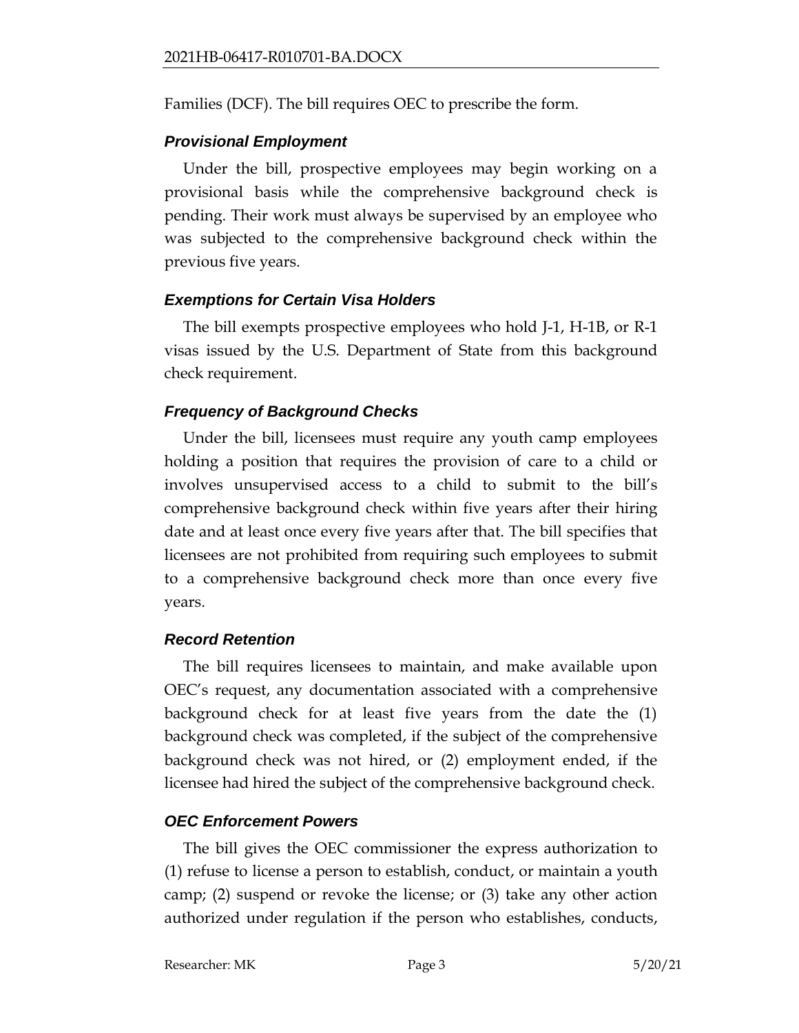Families (DCF). The bill requires OEC to prescribe the form.

### *Provisional Employment*

Under the bill, prospective employees may begin working on a provisional basis while the comprehensive background check is pending. Their work must always be supervised by an employee who was subjected to the comprehensive background check within the previous five years.

### *Exemptions for Certain Visa Holders*

The bill exempts prospective employees who hold J-1, H-1B, or R-1 visas issued by the U.S. Department of State from this background check requirement.

### *Frequency of Background Checks*

Under the bill, licensees must require any youth camp employees holding a position that requires the provision of care to a child or involves unsupervised access to a child to submit to the bill's comprehensive background check within five years after their hiring date and at least once every five years after that. The bill specifies that licensees are not prohibited from requiring such employees to submit to a comprehensive background check more than once every five years.

### *Record Retention*

The bill requires licensees to maintain, and make available upon OEC's request, any documentation associated with a comprehensive background check for at least five years from the date the (1) background check was completed, if the subject of the comprehensive background check was not hired, or (2) employment ended, if the licensee had hired the subject of the comprehensive background check.

### *OEC Enforcement Powers*

The bill gives the OEC commissioner the express authorization to (1) refuse to license a person to establish, conduct, or maintain a youth camp; (2) suspend or revoke the license; or (3) take any other action authorized under regulation if the person who establishes, conducts,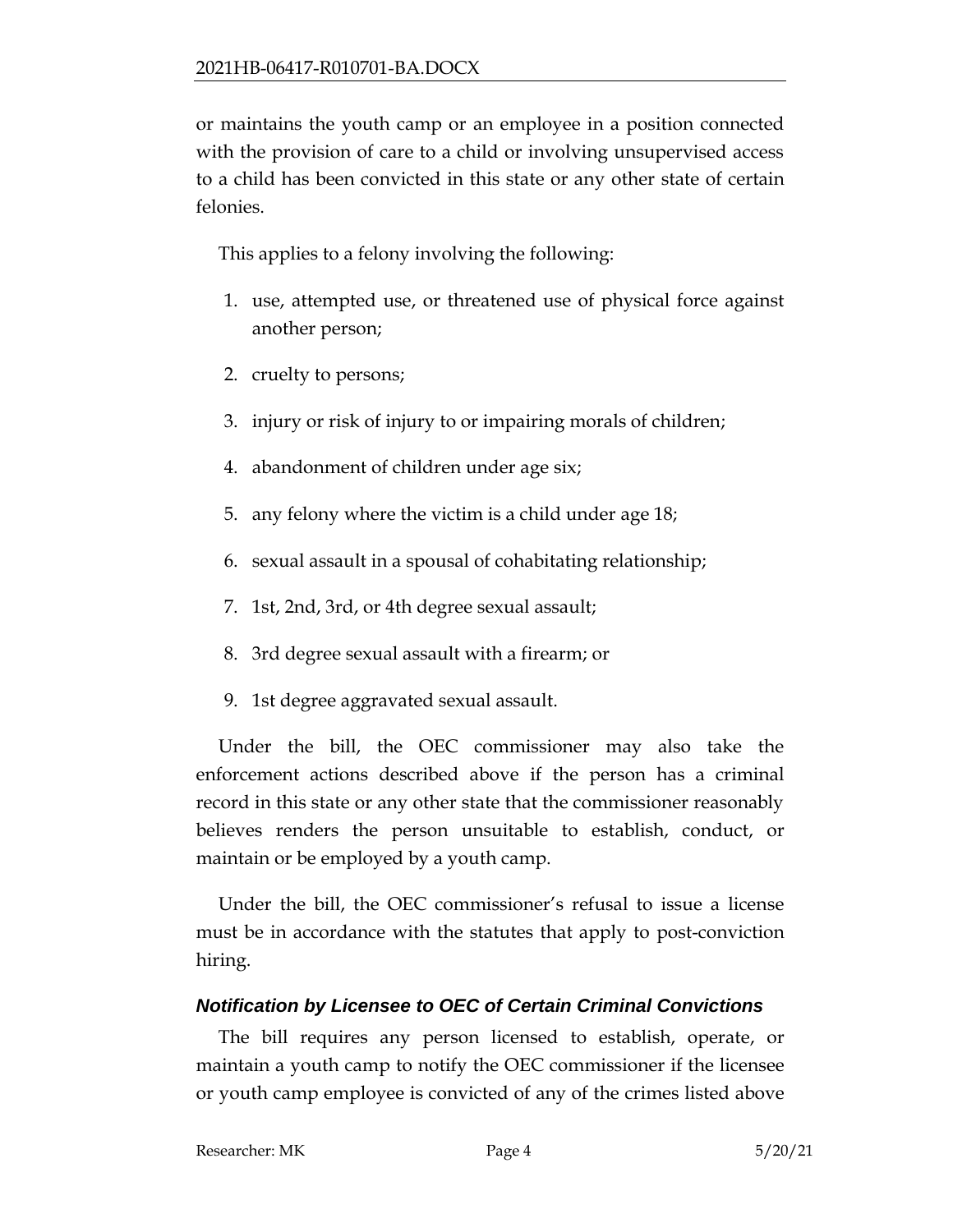or maintains the youth camp or an employee in a position connected with the provision of care to a child or involving unsupervised access to a child has been convicted in this state or any other state of certain felonies.

This applies to a felony involving the following:

1. use, attempted use, or threatened use of physical force against another person;
2. cruelty to persons;
3. injury or risk of injury to or impairing morals of children;
4. abandonment of children under age six;
5. any felony where the victim is a child under age 18;
6. sexual assault in a spousal of cohabitating relationship;
7. 1st, 2nd, 3rd, or 4th degree sexual assault;
8. 3rd degree sexual assault with a firearm; or
9. 1st degree aggravated sexual assault.

Under the bill, the OEC commissioner may also take the enforcement actions described above if the person has a criminal record in this state or any other state that the commissioner reasonably believes renders the person unsuitable to establish, conduct, or maintain or be employed by a youth camp.

Under the bill, the OEC commissioner's refusal to issue a license must be in accordance with the statutes that apply to post-conviction hiring.

### *Notification by Licensee to OEC of Certain Criminal Convictions*

The bill requires any person licensed to establish, operate, or maintain a youth camp to notify the OEC commissioner if the licensee or youth camp employee is convicted of any of the crimes listed above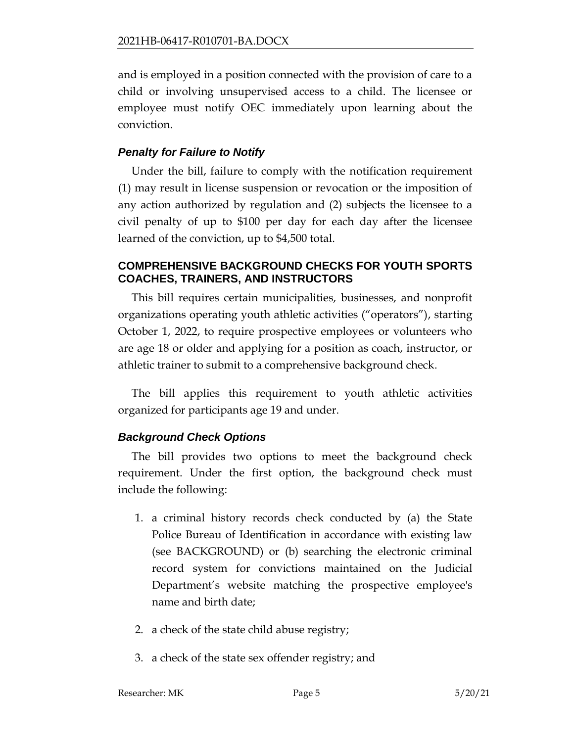and is employed in a position connected with the provision of care to a child or involving unsupervised access to a child. The licensee or employee must notify OEC immediately upon learning about the conviction.

### *Penalty for Failure to Notify*

Under the bill, failure to comply with the notification requirement (1) may result in license suspension or revocation or the imposition of any action authorized by regulation and (2) subjects the licensee to a civil penalty of up to $100 per day for each day after the licensee learned of the conviction, up to $4,500 total.

## COMPREHENSIVE BACKGROUND CHECKS FOR YOUTH SPORTS COACHES, TRAINERS, AND INSTRUCTORS

This bill requires certain municipalities, businesses, and nonprofit organizations operating youth athletic activities ("operators"), starting October 1, 2022, to require prospective employees or volunteers who are age 18 or older and applying for a position as coach, instructor, or athletic trainer to submit to a comprehensive background check.

The bill applies this requirement to youth athletic activities organized for participants age 19 and under.

### *Background Check Options*

The bill provides two options to meet the background check requirement. Under the first option, the background check must include the following:

1. a criminal history records check conducted by (a) the State Police Bureau of Identification in accordance with existing law (see BACKGROUND) or (b) searching the electronic criminal record system for convictions maintained on the Judicial Department's website matching the prospective employee's name and birth date;
2. a check of the state child abuse registry;
3. a check of the state sex offender registry; and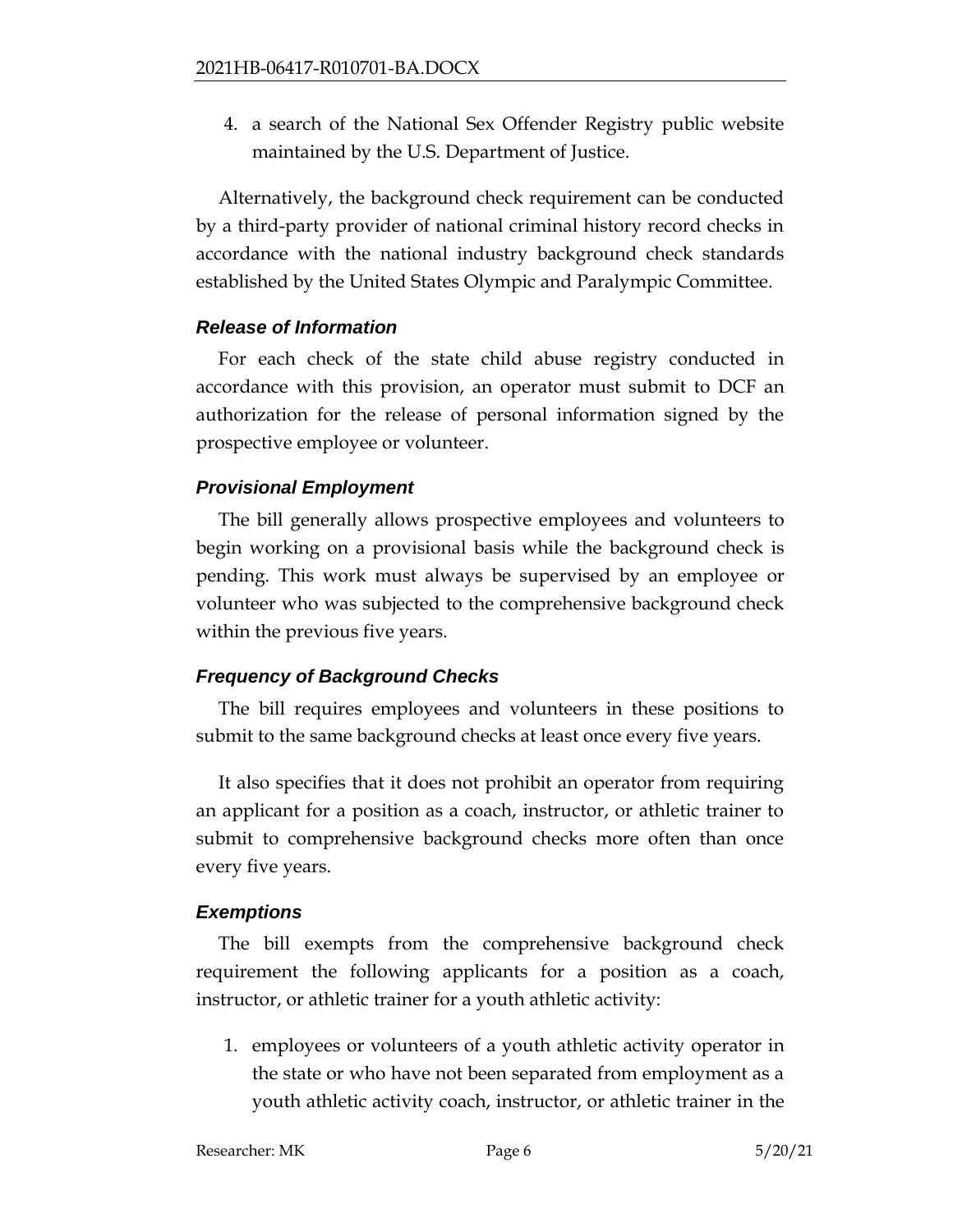4. a search of the National Sex Offender Registry public website maintained by the U.S. Department of Justice.

Alternatively, the background check requirement can be conducted by a third-party provider of national criminal history record checks in accordance with the national industry background check standards established by the United States Olympic and Paralympic Committee.

### *Release of Information*

For each check of the state child abuse registry conducted in accordance with this provision, an operator must submit to DCF an authorization for the release of personal information signed by the prospective employee or volunteer.

### *Provisional Employment*

The bill generally allows prospective employees and volunteers to begin working on a provisional basis while the background check is pending. This work must always be supervised by an employee or volunteer who was subjected to the comprehensive background check within the previous five years.

### *Frequency of Background Checks*

The bill requires employees and volunteers in these positions to submit to the same background checks at least once every five years.

It also specifies that it does not prohibit an operator from requiring an applicant for a position as a coach, instructor, or athletic trainer to submit to comprehensive background checks more often than once every five years.

### *Exemptions*

The bill exempts from the comprehensive background check requirement the following applicants for a position as a coach, instructor, or athletic trainer for a youth athletic activity:

1. employees or volunteers of a youth athletic activity operator in the state or who have not been separated from employment as a youth athletic activity coach, instructor, or athletic trainer in the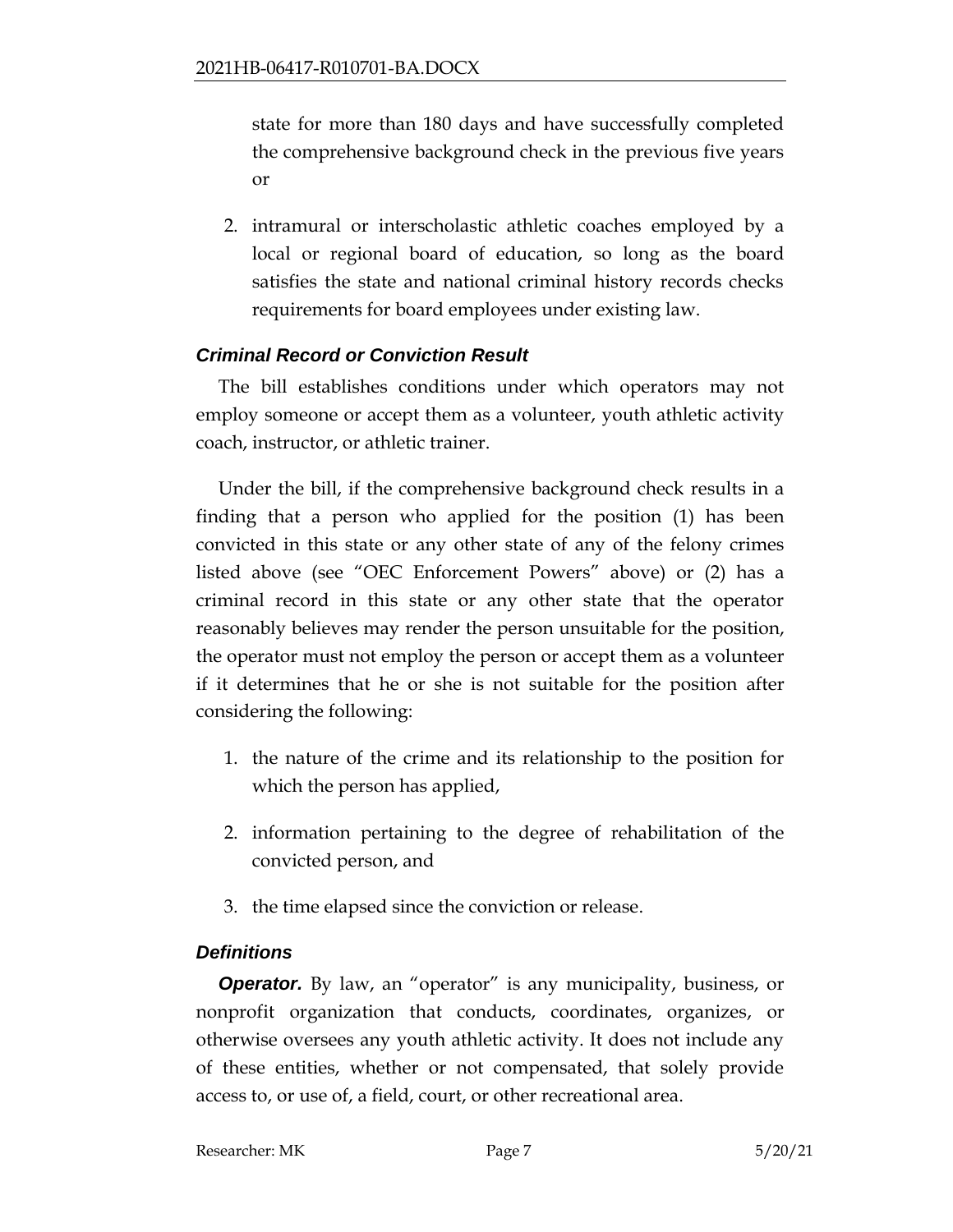state for more than 180 days and have successfully completed the comprehensive background check in the previous five years or

2. intramural or interscholastic athletic coaches employed by a local or regional board of education, so long as the board satisfies the state and national criminal history records checks requirements for board employees under existing law.

### *Criminal Record or Conviction Result*

The bill establishes conditions under which operators may not employ someone or accept them as a volunteer, youth athletic activity coach, instructor, or athletic trainer.

Under the bill, if the comprehensive background check results in a finding that a person who applied for the position (1) has been convicted in this state or any other state of any of the felony crimes listed above (see "OEC Enforcement Powers" above) or (2) has a criminal record in this state or any other state that the operator reasonably believes may render the person unsuitable for the position, the operator must not employ the person or accept them as a volunteer if it determines that he or she is not suitable for the position after considering the following:

1. the nature of the crime and its relationship to the position for which the person has applied,
2. information pertaining to the degree of rehabilitation of the convicted person, and
3. the time elapsed since the conviction or release.

### *Definitions*

***Operator.*** By law, an "operator" is any municipality, business, or nonprofit organization that conducts, coordinates, organizes, or otherwise oversees any youth athletic activity. It does not include any of these entities, whether or not compensated, that solely provide access to, or use of, a field, court, or other recreational area.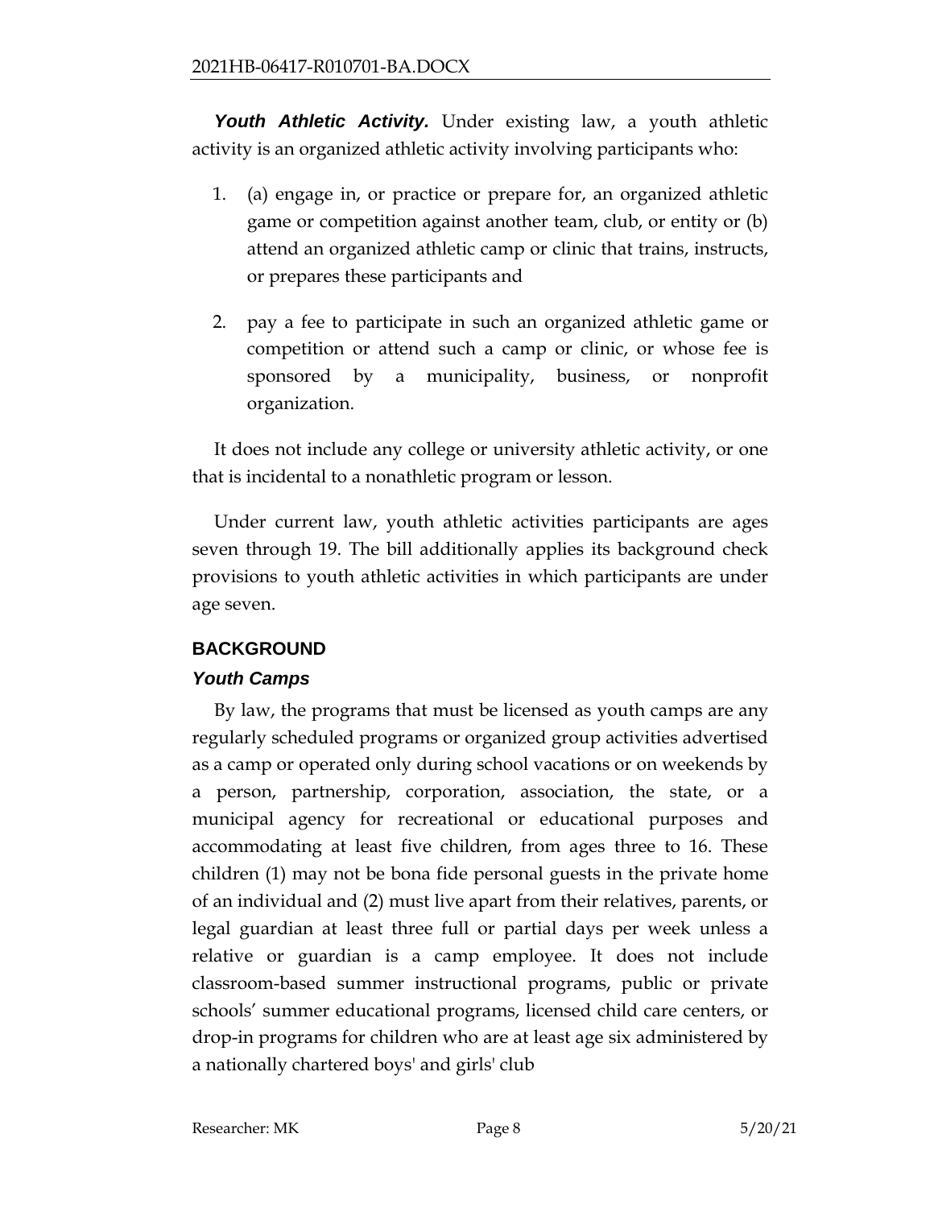***Youth Athletic Activity.*** Under existing law, a youth athletic activity is an organized athletic activity involving participants who:

1. (a) engage in, or practice or prepare for, an organized athletic game or competition against another team, club, or entity or (b) attend an organized athletic camp or clinic that trains, instructs, or prepares these participants and

2. pay a fee to participate in such an organized athletic game or competition or attend such a camp or clinic, or whose fee is sponsored by a municipality, business, or nonprofit organization.

It does not include any college or university athletic activity, or one that is incidental to a nonathletic program or lesson.

Under current law, youth athletic activities participants are ages seven through 19. The bill additionally applies its background check provisions to youth athletic activities in which participants are under age seven.

## BACKGROUND

### *Youth Camps*

By law, the programs that must be licensed as youth camps are any regularly scheduled programs or organized group activities advertised as a camp or operated only during school vacations or on weekends by a person, partnership, corporation, association, the state, or a municipal agency for recreational or educational purposes and accommodating at least five children, from ages three to 16. These children (1) may not be bona fide personal guests in the private home of an individual and (2) must live apart from their relatives, parents, or legal guardian at least three full or partial days per week unless a relative or guardian is a camp employee. It does not include classroom-based summer instructional programs, public or private schools' summer educational programs, licensed child care centers, or drop-in programs for children who are at least age six administered by a nationally chartered boys' and girls' club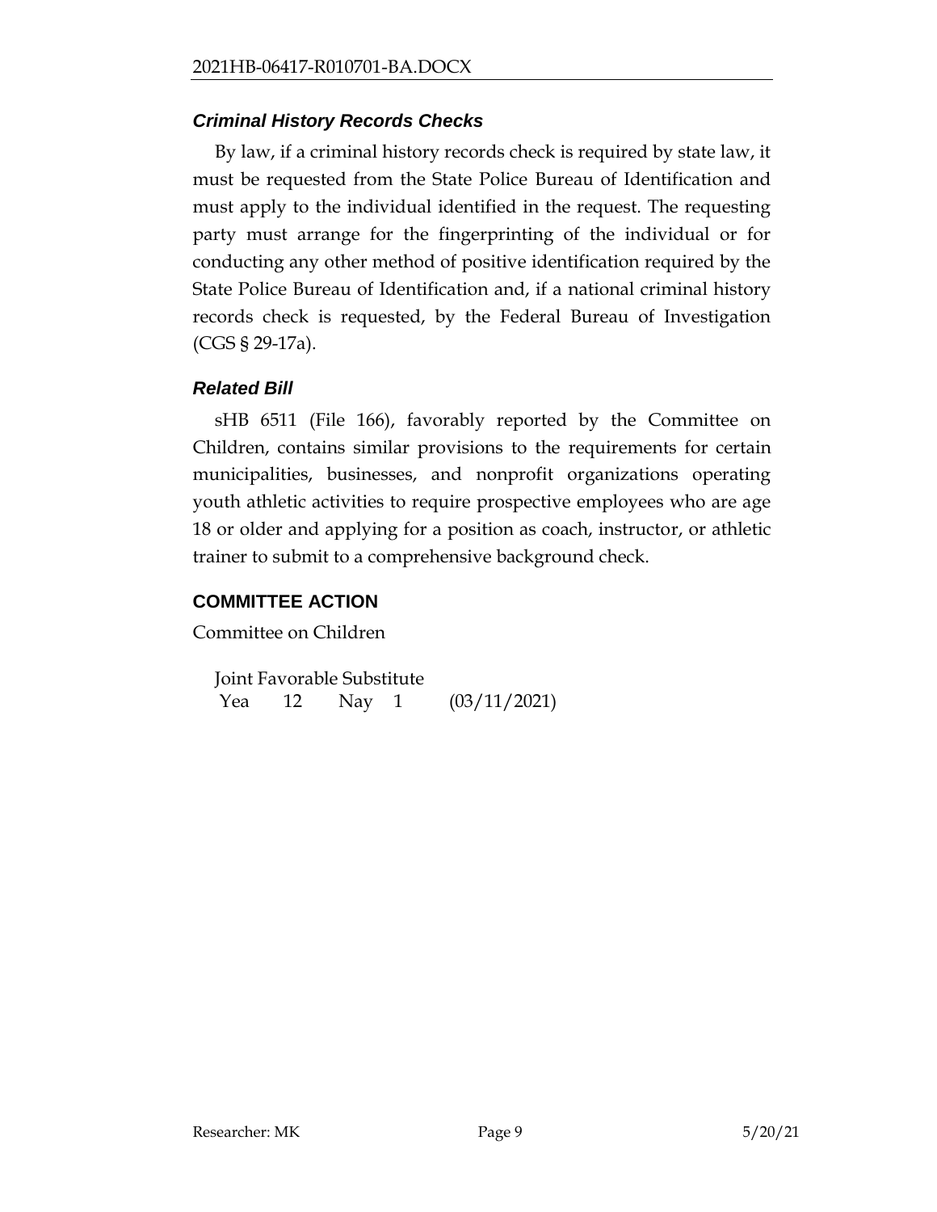### *Criminal History Records Checks*

By law, if a criminal history records check is required by state law, it must be requested from the State Police Bureau of Identification and must apply to the individual identified in the request. The requesting party must arrange for the fingerprinting of the individual or for conducting any other method of positive identification required by the State Police Bureau of Identification and, if a national criminal history records check is requested, by the Federal Bureau of Investigation (CGS § 29-17a).

### *Related Bill*

sHB 6511 (File 166), favorably reported by the Committee on Children, contains similar provisions to the requirements for certain municipalities, businesses, and nonprofit organizations operating youth athletic activities to require prospective employees who are age 18 or older and applying for a position as coach, instructor, or athletic trainer to submit to a comprehensive background check.

## COMMITTEE ACTION

Committee on Children

Joint Favorable Substitute
Yea 12 Nay 1 (03/11/2021)